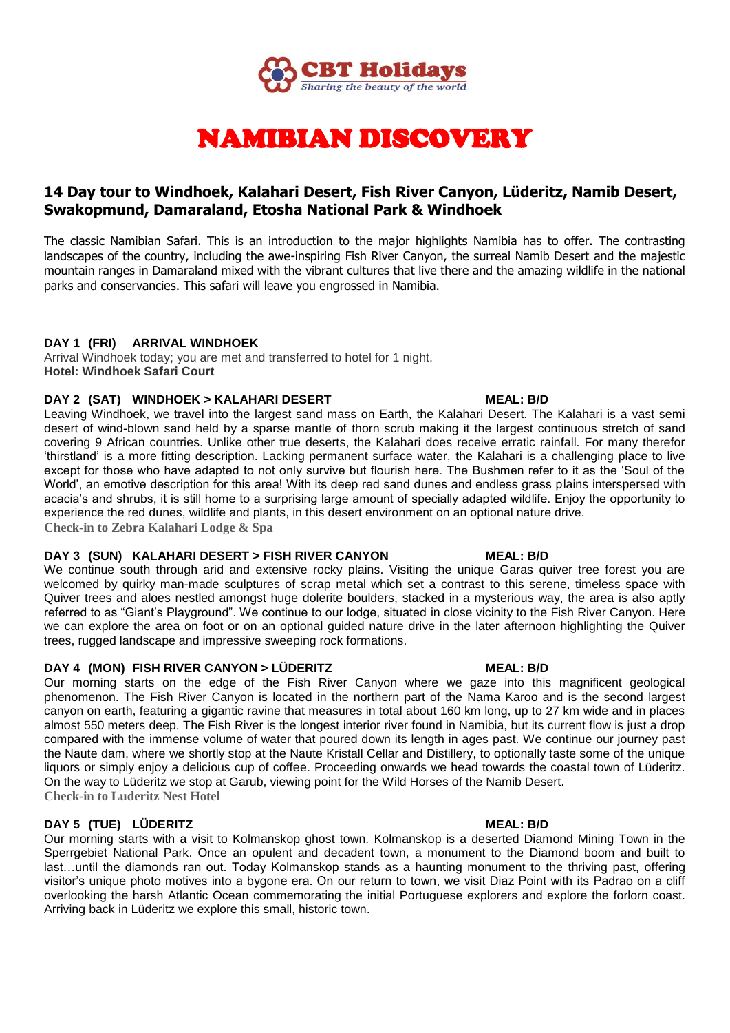**CBT Holidays**
*Sharing the beauty of the world*

# NAMIBIAN DISCOVERY

## 14 Day tour to Windhoek, Kalahari Desert, Fish River Canyon, Lüderitz, Namib Desert, Swakopmund, Damaraland, Etosha National Park & Windhoek

The classic Namibian Safari. This is an introduction to the major highlights Namibia has to offer. The contrasting landscapes of the country, including the awe-inspiring Fish River Canyon, the surreal Namib Desert and the majestic mountain ranges in Damaraland mixed with the vibrant cultures that live there and the amazing wildlife in the national parks and conservancies. This safari will leave you engrossed in Namibia.

**DAY 1 (FRI) ARRIVAL WINDHOEK**

Arrival Windhoek today; you are met and transferred to hotel for 1 night.
**Hotel: Windhoek Safari Court**

**DAY 2 (SAT) WINDHOEK > KALAHARI DESERT** **MEAL: B/D**

Leaving Windhoek, we travel into the largest sand mass on Earth, the Kalahari Desert. The Kalahari is a vast semi desert of wind-blown sand held by a sparse mantle of thorn scrub making it the largest continuous stretch of sand covering 9 African countries. Unlike other true deserts, the Kalahari does receive erratic rainfall. For many therefor 'thirstland' is a more fitting description. Lacking permanent surface water, the Kalahari is a challenging place to live except for those who have adapted to not only survive but flourish here. The Bushmen refer to it as the 'Soul of the World', an emotive description for this area! With its deep red sand dunes and endless grass plains interspersed with acacia's and shrubs, it is still home to a surprising large amount of specially adapted wildlife. Enjoy the opportunity to experience the red dunes, wildlife and plants, in this desert environment on an optional nature drive.
**Check-in to Zebra Kalahari Lodge & Spa**

**DAY 3 (SUN) KALAHARI DESERT > FISH RIVER CANYON** **MEAL: B/D**

We continue south through arid and extensive rocky plains. Visiting the unique Garas quiver tree forest you are welcomed by quirky man-made sculptures of scrap metal which set a contrast to this serene, timeless space with Quiver trees and aloes nestled amongst huge dolerite boulders, stacked in a mysterious way, the area is also aptly referred to as "Giant's Playground". We continue to our lodge, situated in close vicinity to the Fish River Canyon. Here we can explore the area on foot or on an optional guided nature drive in the later afternoon highlighting the Quiver trees, rugged landscape and impressive sweeping rock formations.

**DAY 4 (MON) FISH RIVER CANYON > LÜDERITZ** **MEAL: B/D**

Our morning starts on the edge of the Fish River Canyon where we gaze into this magnificent geological phenomenon. The Fish River Canyon is located in the northern part of the Nama Karoo and is the second largest canyon on earth, featuring a gigantic ravine that measures in total about 160 km long, up to 27 km wide and in places almost 550 meters deep. The Fish River is the longest interior river found in Namibia, but its current flow is just a drop compared with the immense volume of water that poured down its length in ages past. We continue our journey past the Naute dam, where we shortly stop at the Naute Kristall Cellar and Distillery, to optionally taste some of the unique liquors or simply enjoy a delicious cup of coffee. Proceeding onwards we head towards the coastal town of Lüderitz. On the way to Lüderitz we stop at Garub, viewing point for the Wild Horses of the Namib Desert.
**Check-in to Luderitz Nest Hotel**

**DAY 5 (TUE) LÜDERITZ** **MEAL: B/D**

Our morning starts with a visit to Kolmanskop ghost town. Kolmanskop is a deserted Diamond Mining Town in the Sperrgebiet National Park. Once an opulent and decadent town, a monument to the Diamond boom and built to last…until the diamonds ran out. Today Kolmanskop stands as a haunting monument to the thriving past, offering visitor's unique photo motives into a bygone era. On our return to town, we visit Diaz Point with its Padrao on a cliff overlooking the harsh Atlantic Ocean commemorating the initial Portuguese explorers and explore the forlorn coast. Arriving back in Lüderitz we explore this small, historic town.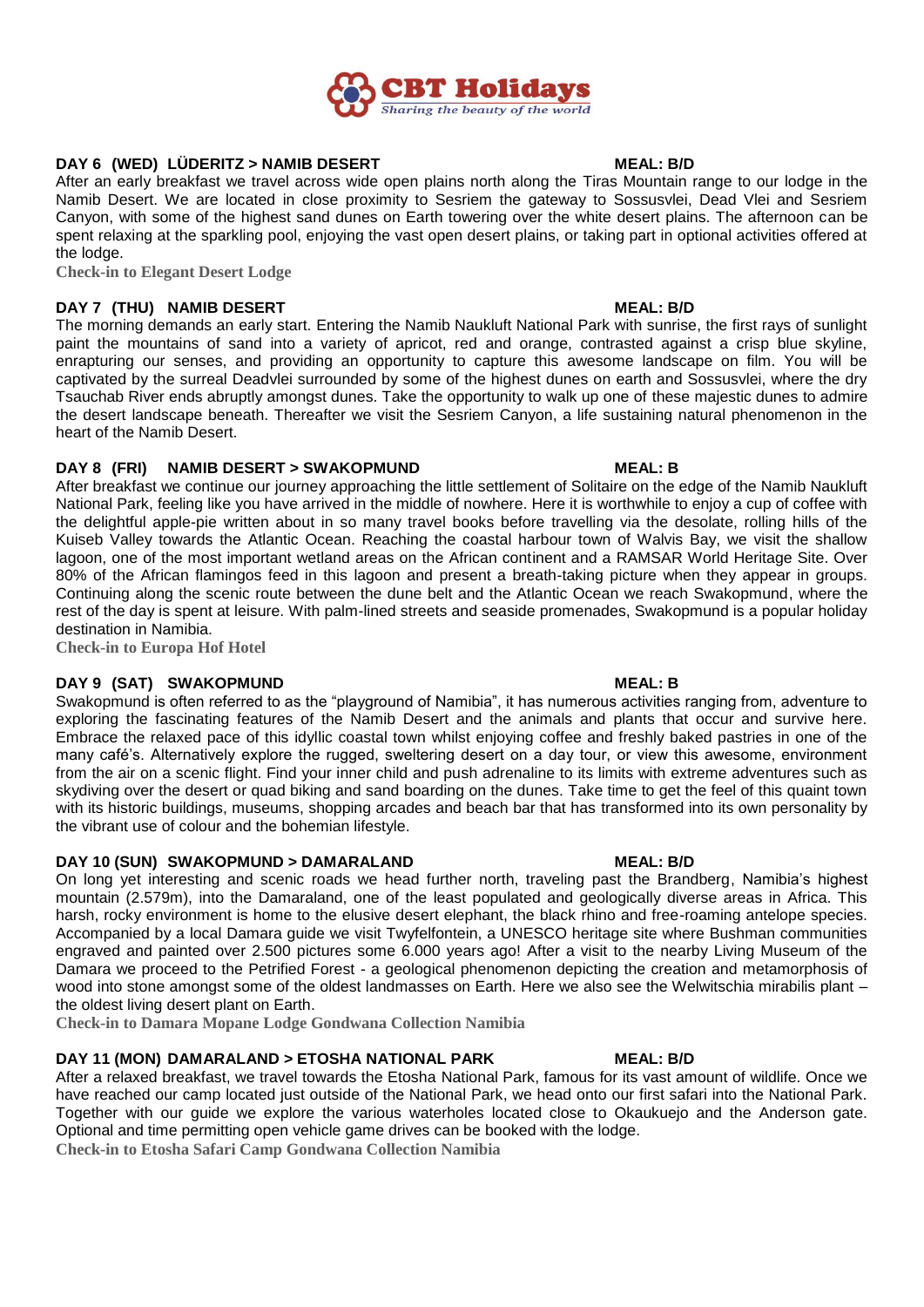### DAY 6 (WED) LÜDERITZ > NAMIB DESERT — MEAL: B/D

After an early breakfast we travel across wide open plains north along the Tiras Mountain range to our lodge in the Namib Desert. We are located in close proximity to Sesriem the gateway to Sossusvlei, Dead Vlei and Sesriem Canyon, with some of the highest sand dunes on Earth towering over the white desert plains. The afternoon can be spent relaxing at the sparkling pool, enjoying the vast open desert plains, or taking part in optional activities offered at the lodge.

**Check-in to Elegant Desert Lodge**

### DAY 7 (THU) NAMIB DESERT — MEAL: B/D

The morning demands an early start. Entering the Namib Naukluft National Park with sunrise, the first rays of sunlight paint the mountains of sand into a variety of apricot, red and orange, contrasted against a crisp blue skyline, enrapturing our senses, and providing an opportunity to capture this awesome landscape on film. You will be captivated by the surreal Deadvlei surrounded by some of the highest dunes on earth and Sossusvlei, where the dry Tsauchab River ends abruptly amongst dunes. Take the opportunity to walk up one of these majestic dunes to admire the desert landscape beneath. Thereafter we visit the Sesriem Canyon, a life sustaining natural phenomenon in the heart of the Namib Desert.

### DAY 8 (FRI) NAMIB DESERT > SWAKOPMUND — MEAL: B

After breakfast we continue our journey approaching the little settlement of Solitaire on the edge of the Namib Naukluft National Park, feeling like you have arrived in the middle of nowhere. Here it is worthwhile to enjoy a cup of coffee with the delightful apple-pie written about in so many travel books before travelling via the desolate, rolling hills of the Kuiseb Valley towards the Atlantic Ocean. Reaching the coastal harbour town of Walvis Bay, we visit the shallow lagoon, one of the most important wetland areas on the African continent and a RAMSAR World Heritage Site. Over 80% of the African flamingos feed in this lagoon and present a breath-taking picture when they appear in groups. Continuing along the scenic route between the dune belt and the Atlantic Ocean we reach Swakopmund, where the rest of the day is spent at leisure. With palm-lined streets and seaside promenades, Swakopmund is a popular holiday destination in Namibia.

**Check-in to Europa Hof Hotel**

### DAY 9 (SAT) SWAKOPMUND — MEAL: B

Swakopmund is often referred to as the "playground of Namibia", it has numerous activities ranging from, adventure to exploring the fascinating features of the Namib Desert and the animals and plants that occur and survive here. Embrace the relaxed pace of this idyllic coastal town whilst enjoying coffee and freshly baked pastries in one of the many café's. Alternatively explore the rugged, sweltering desert on a day tour, or view this awesome, environment from the air on a scenic flight. Find your inner child and push adrenaline to its limits with extreme adventures such as skydiving over the desert or quad biking and sand boarding on the dunes. Take time to get the feel of this quaint town with its historic buildings, museums, shopping arcades and beach bar that has transformed into its own personality by the vibrant use of colour and the bohemian lifestyle.

### DAY 10 (SUN) SWAKOPMUND > DAMARALAND — MEAL: B/D

On long yet interesting and scenic roads we head further north, traveling past the Brandberg, Namibia's highest mountain (2.579m), into the Damaraland, one of the least populated and geologically diverse areas in Africa. This harsh, rocky environment is home to the elusive desert elephant, the black rhino and free-roaming antelope species. Accompanied by a local Damara guide we visit Twyfelfontein, a UNESCO heritage site where Bushman communities engraved and painted over 2.500 pictures some 6.000 years ago! After a visit to the nearby Living Museum of the Damara we proceed to the Petrified Forest - a geological phenomenon depicting the creation and metamorphosis of wood into stone amongst some of the oldest landmasses on Earth. Here we also see the Welwitschia mirabilis plant – the oldest living desert plant on Earth.

**Check-in to Damara Mopane Lodge Gondwana Collection Namibia**

### DAY 11 (MON) DAMARALAND > ETOSHA NATIONAL PARK — MEAL: B/D

After a relaxed breakfast, we travel towards the Etosha National Park, famous for its vast amount of wildlife. Once we have reached our camp located just outside of the National Park, we head onto our first safari into the National Park. Together with our guide we explore the various waterholes located close to Okaukuejo and the Anderson gate. Optional and time permitting open vehicle game drives can be booked with the lodge.

**Check-in to Etosha Safari Camp Gondwana Collection Namibia**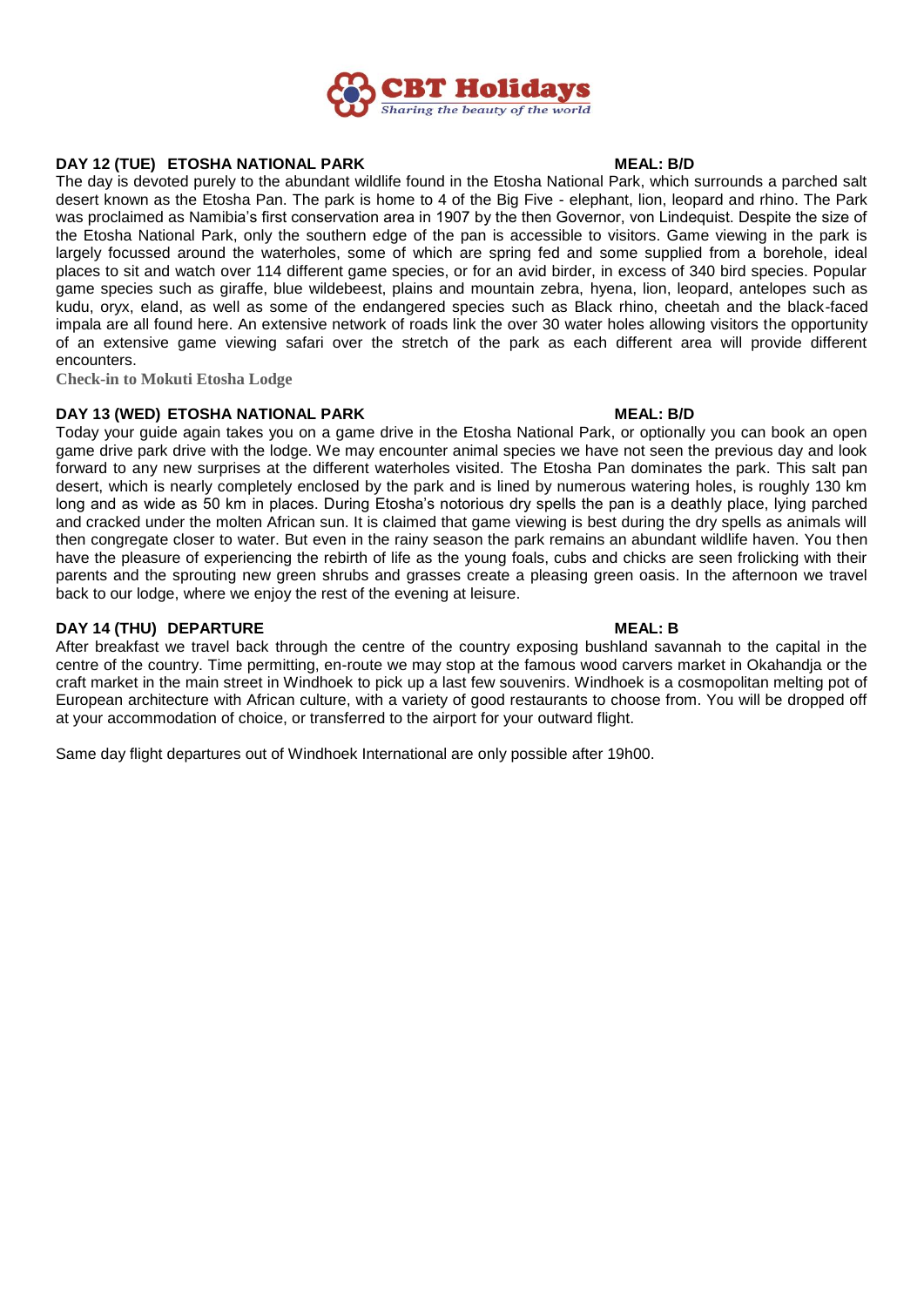### DAY 12 (TUE) ETOSHA NATIONAL PARK — MEAL: B/D

The day is devoted purely to the abundant wildlife found in the Etosha National Park, which surrounds a parched salt desert known as the Etosha Pan. The park is home to 4 of the Big Five - elephant, lion, leopard and rhino. The Park was proclaimed as Namibia's first conservation area in 1907 by the then Governor, von Lindequist. Despite the size of the Etosha National Park, only the southern edge of the pan is accessible to visitors. Game viewing in the park is largely focussed around the waterholes, some of which are spring fed and some supplied from a borehole, ideal places to sit and watch over 114 different game species, or for an avid birder, in excess of 340 bird species. Popular game species such as giraffe, blue wildebeest, plains and mountain zebra, hyena, lion, leopard, antelopes such as kudu, oryx, eland, as well as some of the endangered species such as Black rhino, cheetah and the black-faced impala are all found here. An extensive network of roads link the over 30 water holes allowing visitors the opportunity of an extensive game viewing safari over the stretch of the park as each different area will provide different encounters.

**Check-in to Mokuti Etosha Lodge**

### DAY 13 (WED) ETOSHA NATIONAL PARK — MEAL: B/D

Today your guide again takes you on a game drive in the Etosha National Park, or optionally you can book an open game drive park drive with the lodge. We may encounter animal species we have not seen the previous day and look forward to any new surprises at the different waterholes visited. The Etosha Pan dominates the park. This salt pan desert, which is nearly completely enclosed by the park and is lined by numerous watering holes, is roughly 130 km long and as wide as 50 km in places. During Etosha's notorious dry spells the pan is a deathly place, lying parched and cracked under the molten African sun. It is claimed that game viewing is best during the dry spells as animals will then congregate closer to water. But even in the rainy season the park remains an abundant wildlife haven. You then have the pleasure of experiencing the rebirth of life as the young foals, cubs and chicks are seen frolicking with their parents and the sprouting new green shrubs and grasses create a pleasing green oasis. In the afternoon we travel back to our lodge, where we enjoy the rest of the evening at leisure.

### DAY 14 (THU) DEPARTURE — MEAL: B

After breakfast we travel back through the centre of the country exposing bushland savannah to the capital in the centre of the country. Time permitting, en-route we may stop at the famous wood carvers market in Okahandja or the craft market in the main street in Windhoek to pick up a last few souvenirs. Windhoek is a cosmopolitan melting pot of European architecture with African culture, with a variety of good restaurants to choose from. You will be dropped off at your accommodation of choice, or transferred to the airport for your outward flight.

Same day flight departures out of Windhoek International are only possible after 19h00.